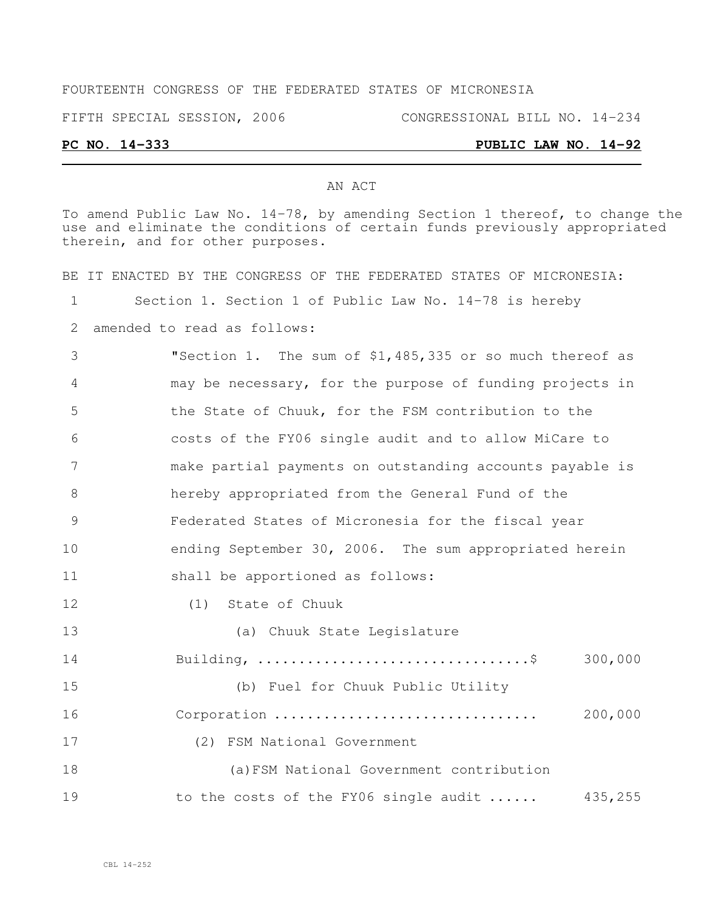FOURTEENTH CONGRESS OF THE FEDERATED STATES OF MICRONESIA

FIFTH SPECIAL SESSION, 2006 CONGRESSIONAL BILL NO. 14-234

**PC NO. 14-333** **PUBLIC LAW NO. 14-92**

AN ACT

To amend Public Law No. 14-78, by amending Section 1 thereof, to change the use and eliminate the conditions of certain funds previously appropriated therein, and for other purposes.

BE IT ENACTED BY THE CONGRESS OF THE FEDERATED STATES OF MICRONESIA:

Section 1. Section 1 of Public Law No. 14-78 is hereby amended to read as follows:

"Section 1. The sum of $1,485,335 or so much thereof as may be necessary, for the purpose of funding projects in the State of Chuuk, for the FSM contribution to the costs of the FY06 single audit and to allow MiCare to make partial payments on outstanding accounts payable is hereby appropriated from the General Fund of the Federated States of Micronesia for the fiscal year ending September 30, 2006. The sum appropriated herein shall be apportioned as follows:

(1) State of Chuuk

(a) Chuuk State Legislature Building, ................................$ 300,000

(b) Fuel for Chuuk Public Utility Corporation ............................... 200,000

(2) FSM National Government

(a) FSM National Government contribution to the costs of the FY06 single audit ...... 435,255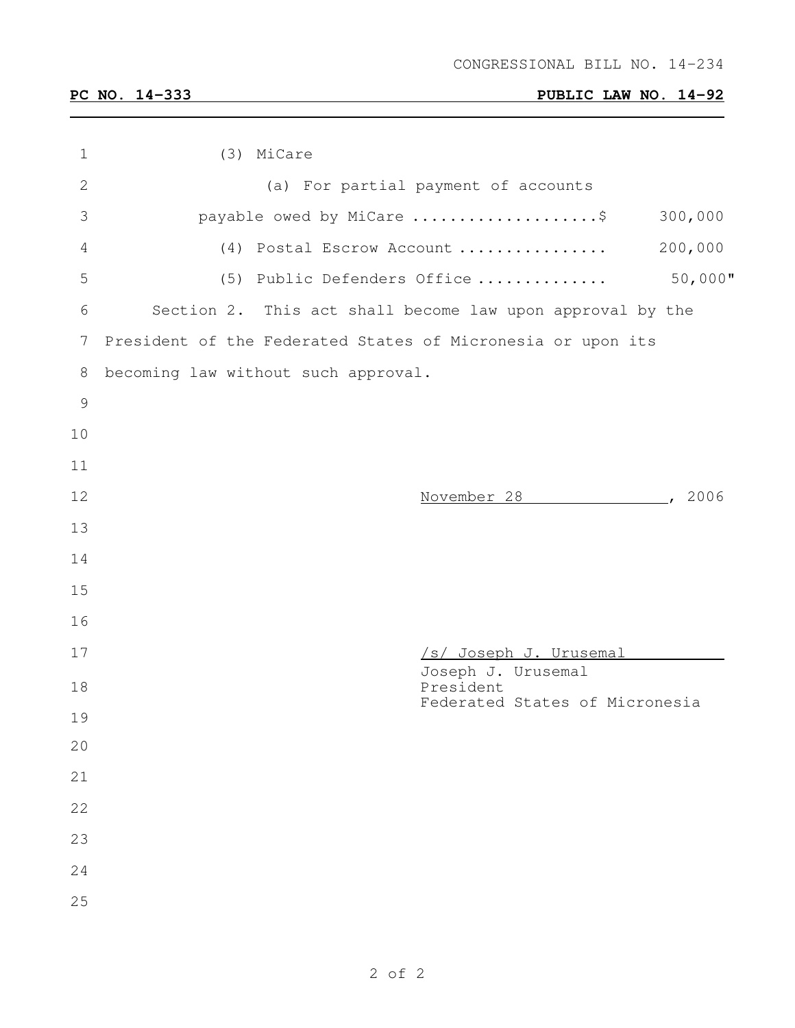CONGRESSIONAL BILL NO. 14-234

**PC NO. 14-333** **PUBLIC LAW NO. 14-92**

(3) MiCare

(a) For partial payment of accounts payable owed by MiCare ....................$ 300,000

(4) Postal Escrow Account ................ 200,000

(5) Public Defenders Office .............. 50,000"

Section 2. This act shall become law upon approval by the President of the Federated States of Micronesia or upon its becoming law without such approval.

November 28, 2006

/s/ Joseph J. Urusemal
Joseph J. Urusemal
President
Federated States of Micronesia